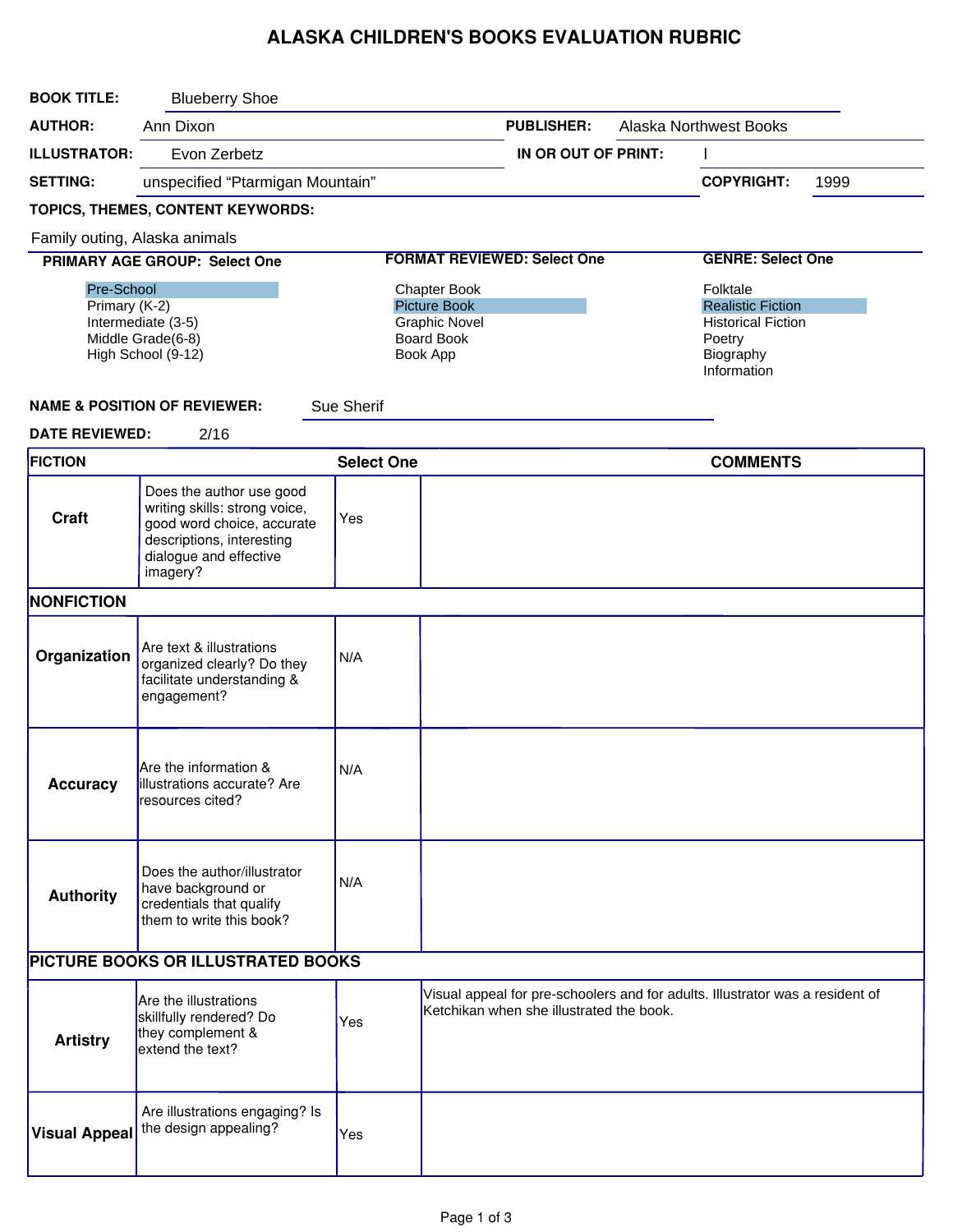# ALASKA CHILDREN'S BOOKS EVALUATION RUBRIC

**BOOK TITLE:** Blueberry Shoe

**AUTHOR:** Ann Dixon

**PUBLISHER:** Alaska Northwest Books

**ILLUSTRATOR:** Evon Zerbetz

**IN OR OUT OF PRINT:** I

**SETTING:** unspecified “Ptarmigan Mountain”

**COPYRIGHT:** 1999

**TOPICS, THEMES, CONTENT KEYWORDS:**

Family outing, Alaska animals

**PRIMARY AGE GROUP: Select One**

- **Pre-School** (selected)
- Primary (K-2)
- Intermediate (3-5)
- Middle Grade(6-8)
- High School (9-12)

**FORMAT REVIEWED: Select One**

- Chapter Book
- **Picture Book** (selected)
- Graphic Novel
- Board Book
- Book App

**GENRE: Select One**

- Folktale
- **Realistic Fiction** (selected)
- Historical Fiction
- Poetry
- Biography
- Information

**NAME & POSITION OF REVIEWER:** Sue Sherif

**DATE REVIEWED:** 2/16

| FICTION | | Select One | COMMENTS |
|---|---|---|---|
| **Craft** | Does the author use good writing skills: strong voice, good word choice, accurate descriptions, interesting dialogue and effective imagery? | Yes | |
| **NONFICTION** | | | |
| **Organization** | Are text & illustrations organized clearly? Do they facilitate understanding & engagement? | N/A | |
| **Accuracy** | Are the information & illustrations accurate? Are resources cited? | N/A | |
| **Authority** | Does the author/illustrator have background or credentials that qualify them to write this book? | N/A | |
| **PICTURE BOOKS OR ILLUSTRATED BOOKS** | | | |
| **Artistry** | Are the illustrations skillfully rendered? Do they complement & extend the text? | Yes | Visual appeal for pre-schoolers and for adults. Illustrator was a resident of Ketchikan when she illustrated the book. |
| **Visual Appeal** | Are illustrations engaging? Is the design appealing? | Yes | |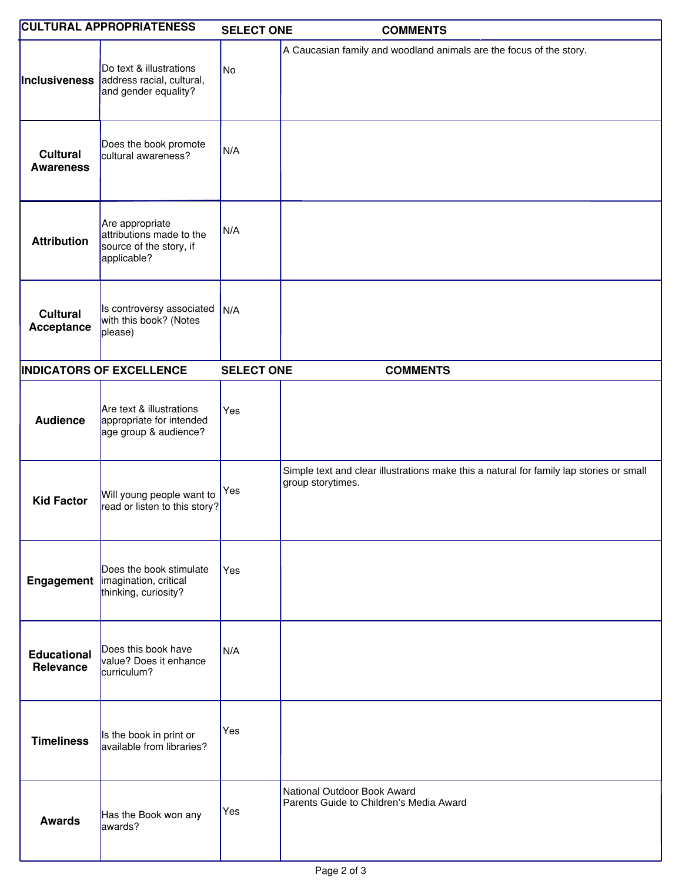| CULTURAL APPROPRIATENESS | | SELECT ONE | COMMENTS |
|---|---|---|---|
| **Inclusiveness** | Do text & illustrations address racial, cultural, and gender equality? | No | A Caucasian family and woodland animals are the focus of the story. |
| **Cultural Awareness** | Does the book promote cultural awareness? | N/A | |
| **Attribution** | Are appropriate attributions made to the source of the story, if applicable? | N/A | |
| **Cultural Acceptance** | Is controversy associated with this book? (Notes please) | N/A | |

| INDICATORS OF EXCELLENCE | | SELECT ONE | COMMENTS |
|---|---|---|---|
| **Audience** | Are text & illustrations appropriate for intended age group & audience? | Yes | |
| **Kid Factor** | Will young people want to read or listen to this story? | Yes | Simple text and clear illustrations make this a natural for family lap stories or small group storytimes. |
| **Engagement** | Does the book stimulate imagination, critical thinking, curiosity? | Yes | |
| **Educational Relevance** | Does this book have value? Does it enhance curriculum? | N/A | |
| **Timeliness** | Is the book in print or available from libraries? | Yes | |
| **Awards** | Has the Book won any awards? | Yes | National Outdoor Book Award<br>Parents Guide to Children's Media Award |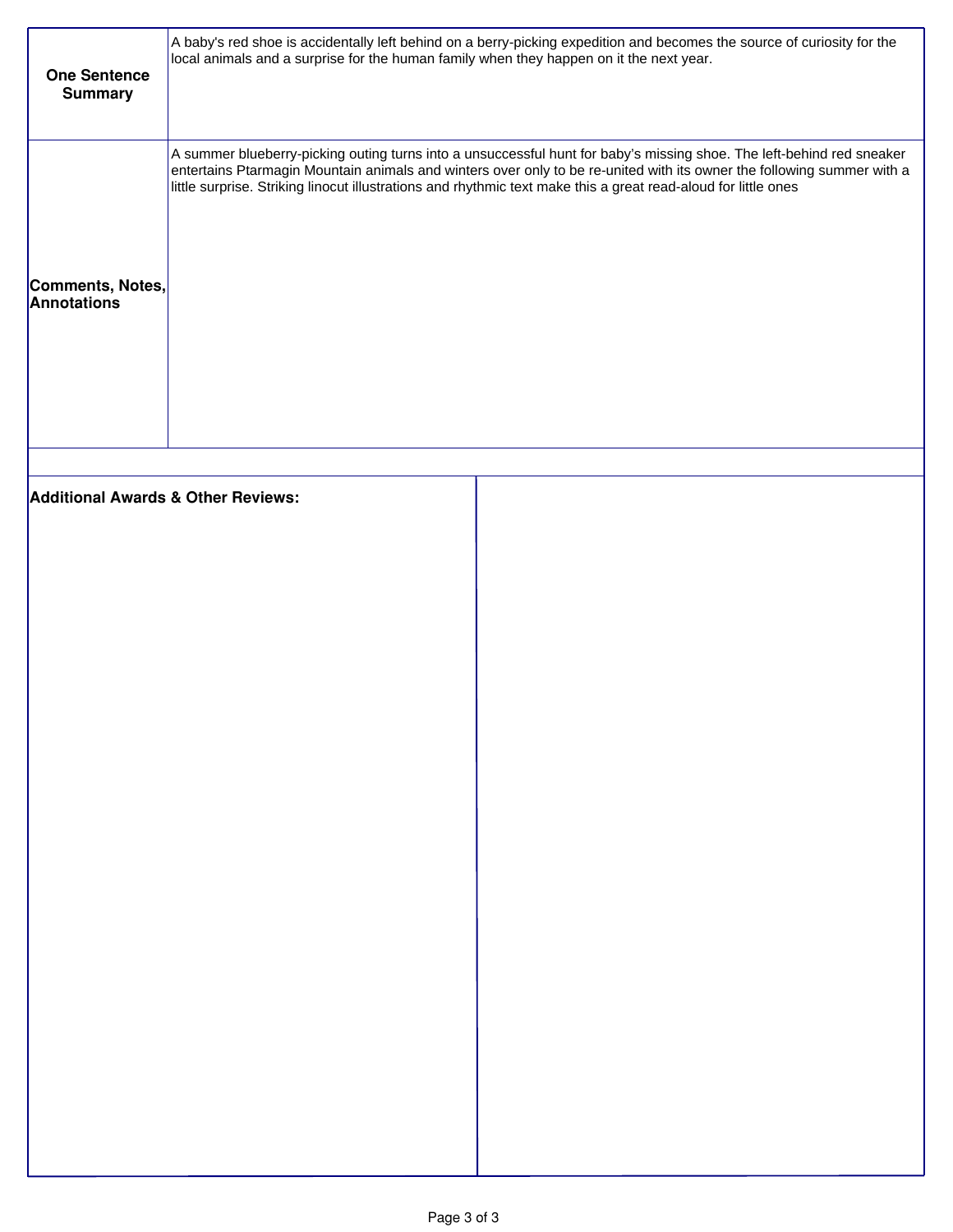| | |
|---|---|
| **One Sentence Summary** | A baby's red shoe is accidentally left behind on a berry-picking expedition and becomes the source of curiosity for the local animals and a surprise for the human family when they happen on it the next year. |
| **Comments, Notes, Annotations** | A summer blueberry-picking outing turns into a unsuccessful hunt for baby's missing shoe. The left-behind red sneaker entertains Ptarmagin Mountain animals and winters over only to be re-united with its owner the following summer with a little surprise. Striking linocut illustrations and rhythmic text make this a great read-aloud for little ones |

**Additional Awards & Other Reviews:**